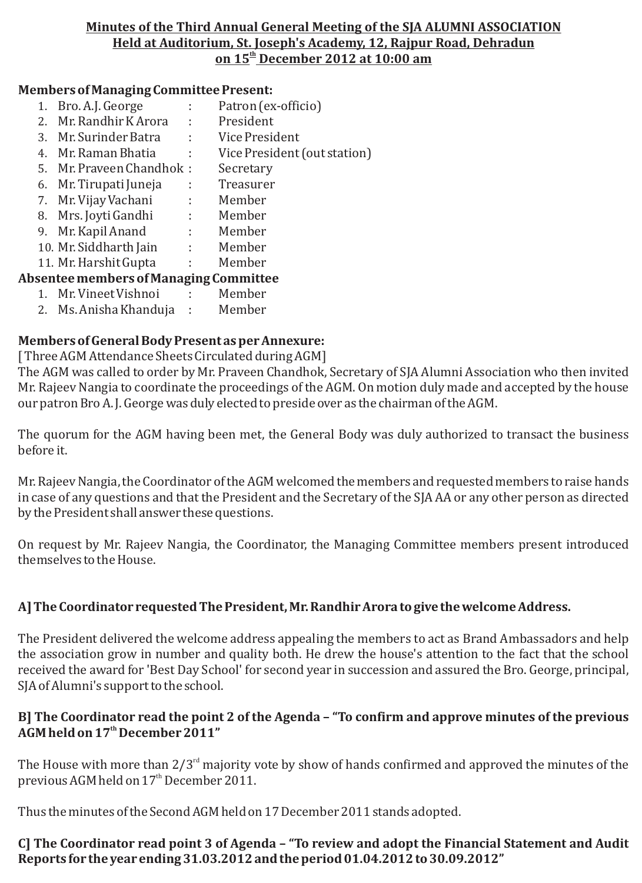**Minutes of the Third Annual General Meeting of the SJA ALUMNI ASSOCIATION**
**Held at Auditorium, St. Joseph's Academy, 12, Rajpur Road, Dehradun**
**on 15th December 2012 at 10:00 am**

**Members of Managing Committee Present:**

1. Bro. A.J. George : Patron (ex-officio)
2. Mr. Randhir K Arora : President
3. Mr. Surinder Batra : Vice President
4. Mr. Raman Bhatia : Vice President (out station)
5. Mr. Praveen Chandhok : Secretary
6. Mr. Tirupati Juneja : Treasurer
7. Mr. Vijay Vachani : Member
8. Mrs. Joyti Gandhi : Member
9. Mr. Kapil Anand : Member
10. Mr. Siddharth Jain : Member
11. Mr. Harshit Gupta : Member

**Absentee members of Managing Committee**

1. Mr. Vineet Vishnoi : Member
2. Ms. Anisha Khanduja : Member

**Members of General Body Present as per Annexure:**

[ Three AGM Attendance Sheets Circulated during AGM]

The AGM was called to order by Mr. Praveen Chandhok, Secretary of SJA Alumni Association who then invited Mr. Rajeev Nangia to coordinate the proceedings of the AGM. On motion duly made and accepted by the house our patron Bro A. J. George was duly elected to preside over as the chairman of the AGM.

The quorum for the AGM having been met, the General Body was duly authorized to transact the business before it.

Mr. Rajeev Nangia, the Coordinator of the AGM welcomed the members and requested members to raise hands in case of any questions and that the President and the Secretary of the SJA AA or any other person as directed by the President shall answer these questions.

On request by Mr. Rajeev Nangia, the Coordinator, the Managing Committee members present introduced themselves to the House.

**A] The Coordinator requested The President, Mr. Randhir Arora to give the welcome Address.**

The President delivered the welcome address appealing the members to act as Brand Ambassadors and help the association grow in number and quality both. He drew the house's attention to the fact that the school received the award for 'Best Day School' for second year in succession and assured the Bro. George, principal, SJA of Alumni's support to the school.

**B] The Coordinator read the point 2 of the Agenda – "To confirm and approve minutes of the previous AGM held on 17th December 2011"**

The House with more than 2/3rd majority vote by show of hands confirmed and approved the minutes of the previous AGM held on 17th December 2011.

Thus the minutes of the Second AGM held on 17 December 2011 stands adopted.

**C] The Coordinator read point 3 of Agenda – "To review and adopt the Financial Statement and Audit Reports for the year ending 31.03.2012 and the period 01.04.2012 to 30.09.2012"**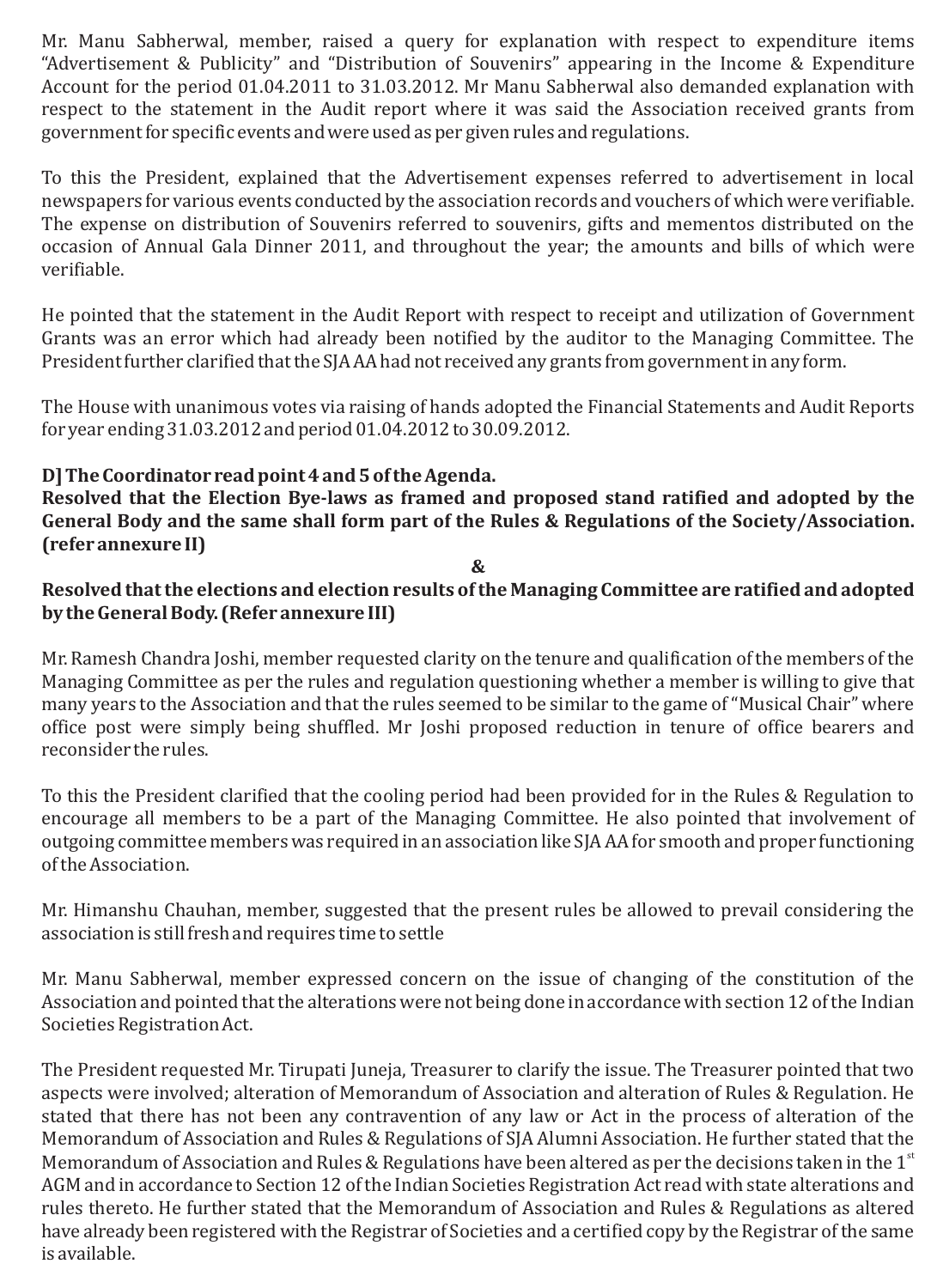Mr. Manu Sabherwal, member, raised a query for explanation with respect to expenditure items "Advertisement & Publicity" and "Distribution of Souvenirs" appearing in the Income & Expenditure Account for the period 01.04.2011 to 31.03.2012. Mr Manu Sabherwal also demanded explanation with respect to the statement in the Audit report where it was said the Association received grants from government for specific events and were used as per given rules and regulations.

To this the President, explained that the Advertisement expenses referred to advertisement in local newspapers for various events conducted by the association records and vouchers of which were verifiable. The expense on distribution of Souvenirs referred to souvenirs, gifts and mementos distributed on the occasion of Annual Gala Dinner 2011, and throughout the year; the amounts and bills of which were verifiable.

He pointed that the statement in the Audit Report with respect to receipt and utilization of Government Grants was an error which had already been notified by the auditor to the Managing Committee. The President further clarified that the SJA AA had not received any grants from government in any form.

The House with unanimous votes via raising of hands adopted the Financial Statements and Audit Reports for year ending 31.03.2012 and period 01.04.2012 to 30.09.2012.

**D] The Coordinator read point 4 and 5 of the Agenda.**

**Resolved that the Election Bye-laws as framed and proposed stand ratified and adopted by the General Body and the same shall form part of the Rules & Regulations of the Society/Association. (refer annexure II)**

**&**

**Resolved that the elections and election results of the Managing Committee are ratified and adopted by the General Body. (Refer annexure III)**

Mr. Ramesh Chandra Joshi, member requested clarity on the tenure and qualification of the members of the Managing Committee as per the rules and regulation questioning whether a member is willing to give that many years to the Association and that the rules seemed to be similar to the game of "Musical Chair" where office post were simply being shuffled. Mr Joshi proposed reduction in tenure of office bearers and reconsider the rules.

To this the President clarified that the cooling period had been provided for in the Rules & Regulation to encourage all members to be a part of the Managing Committee. He also pointed that involvement of outgoing committee members was required in an association like SJA AA for smooth and proper functioning of the Association.

Mr. Himanshu Chauhan, member, suggested that the present rules be allowed to prevail considering the association is still fresh and requires time to settle

Mr. Manu Sabherwal, member expressed concern on the issue of changing of the constitution of the Association and pointed that the alterations were not being done in accordance with section 12 of the Indian Societies Registration Act.

The President requested Mr. Tirupati Juneja, Treasurer to clarify the issue. The Treasurer pointed that two aspects were involved; alteration of Memorandum of Association and alteration of Rules & Regulation. He stated that there has not been any contravention of any law or Act in the process of alteration of the Memorandum of Association and Rules & Regulations of SJA Alumni Association. He further stated that the Memorandum of Association and Rules & Regulations have been altered as per the decisions taken in the 1st AGM and in accordance to Section 12 of the Indian Societies Registration Act read with state alterations and rules thereto. He further stated that the Memorandum of Association and Rules & Regulations as altered have already been registered with the Registrar of Societies and a certified copy by the Registrar of the same is available.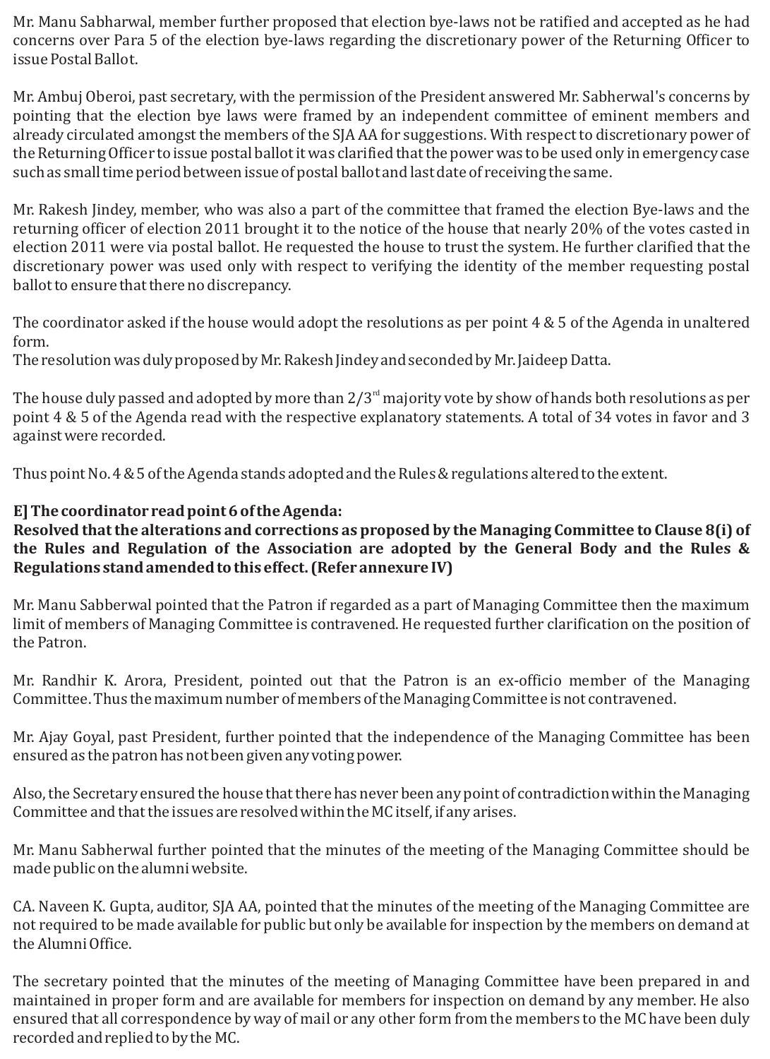Mr. Manu Sabharwal, member further proposed that election bye-laws not be ratified and accepted as he had concerns over Para 5 of the election bye-laws regarding the discretionary power of the Returning Officer to issue Postal Ballot.

Mr. Ambuj Oberoi, past secretary, with the permission of the President answered Mr. Sabherwal's concerns by pointing that the election bye laws were framed by an independent committee of eminent members and already circulated amongst the members of the SJA AA for suggestions. With respect to discretionary power of the Returning Officer to issue postal ballot it was clarified that the power was to be used only in emergency case such as small time period between issue of postal ballot and last date of receiving the same.

Mr. Rakesh Jindey, member, who was also a part of the committee that framed the election Bye-laws and the returning officer of election 2011 brought it to the notice of the house that nearly 20% of the votes casted in election 2011 were via postal ballot. He requested the house to trust the system. He further clarified that the discretionary power was used only with respect to verifying the identity of the member requesting postal ballot to ensure that there no discrepancy.

The coordinator asked if the house would adopt the resolutions as per point 4 & 5 of the Agenda in unaltered form.
The resolution was duly proposed by Mr. Rakesh Jindey and seconded by Mr. Jaideep Datta.

The house duly passed and adopted by more than 2/3rd majority vote by show of hands both resolutions as per point 4 & 5 of the Agenda read with the respective explanatory statements. A total of 34 votes in favor and 3 against were recorded.

Thus point No. 4 & 5 of the Agenda stands adopted and the Rules & regulations altered to the extent.

**E] The coordinator read point 6 of the Agenda:**
**Resolved that the alterations and corrections as proposed by the Managing Committee to Clause 8(i) of the Rules and Regulation of the Association are adopted by the General Body and the Rules & Regulations stand amended to this effect. (Refer annexure IV)**

Mr. Manu Sabberwal pointed that the Patron if regarded as a part of Managing Committee then the maximum limit of members of Managing Committee is contravened. He requested further clarification on the position of the Patron.

Mr. Randhir K. Arora, President, pointed out that the Patron is an ex-officio member of the Managing Committee. Thus the maximum number of members of the Managing Committee is not contravened.

Mr. Ajay Goyal, past President, further pointed that the independence of the Managing Committee has been ensured as the patron has not been given any voting power.

Also, the Secretary ensured the house that there has never been any point of contradiction within the Managing Committee and that the issues are resolved within the MC itself, if any arises.

Mr. Manu Sabherwal further pointed that the minutes of the meeting of the Managing Committee should be made public on the alumni website.

CA. Naveen K. Gupta, auditor, SJA AA, pointed that the minutes of the meeting of the Managing Committee are not required to be made available for public but only be available for inspection by the members on demand at the Alumni Office.

The secretary pointed that the minutes of the meeting of Managing Committee have been prepared in and maintained in proper form and are available for members for inspection on demand by any member. He also ensured that all correspondence by way of mail or any other form from the members to the MC have been duly recorded and replied to by the MC.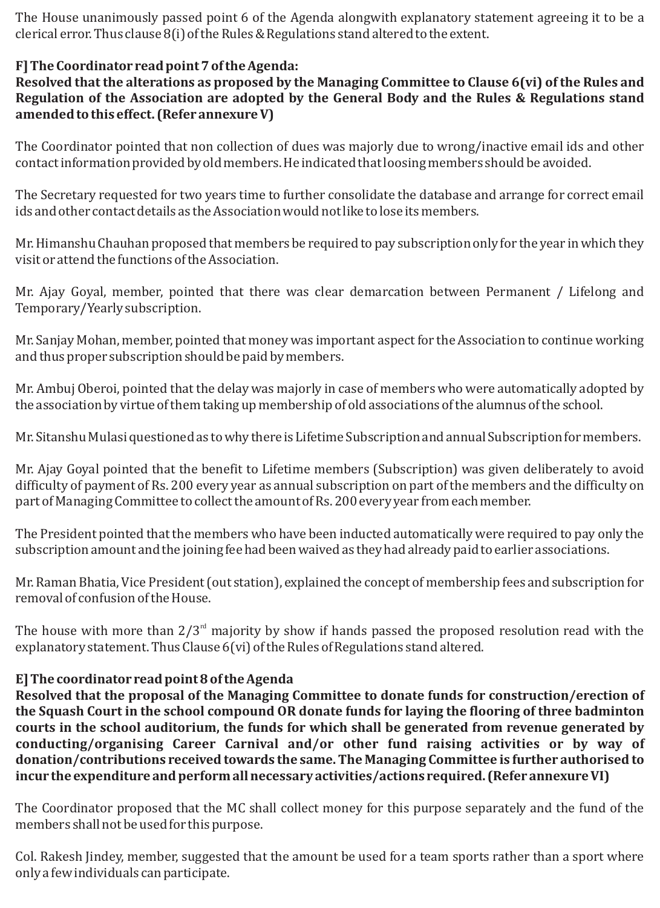The House unanimously passed point 6 of the Agenda alongwith explanatory statement agreeing it to be a clerical error. Thus clause 8(i) of the Rules & Regulations stand altered to the extent.

**F] The Coordinator read point 7 of the Agenda:**
**Resolved that the alterations as proposed by the Managing Committee to Clause 6(vi) of the Rules and Regulation of the Association are adopted by the General Body and the Rules & Regulations stand amended to this effect. (Refer annexure V)**

The Coordinator pointed that non collection of dues was majorly due to wrong/inactive email ids and other contact information provided by old members. He indicated that loosing members should be avoided.

The Secretary requested for two years time to further consolidate the database and arrange for correct email ids and other contact details as the Association would not like to lose its members.

Mr. Himanshu Chauhan proposed that members be required to pay subscription only for the year in which they visit or attend the functions of the Association.

Mr. Ajay Goyal, member, pointed that there was clear demarcation between Permanent / Lifelong and Temporary/Yearly subscription.

Mr. Sanjay Mohan, member, pointed that money was important aspect for the Association to continue working and thus proper subscription should be paid by members.

Mr. Ambuj Oberoi, pointed that the delay was majorly in case of members who were automatically adopted by the association by virtue of them taking up membership of old associations of the alumnus of the school.

Mr. Sitanshu Mulasi questioned as to why there is Lifetime Subscription and annual Subscription for members.

Mr. Ajay Goyal pointed that the benefit to Lifetime members (Subscription) was given deliberately to avoid difficulty of payment of Rs. 200 every year as annual subscription on part of the members and the difficulty on part of Managing Committee to collect the amount of Rs. 200 every year from each member.

The President pointed that the members who have been inducted automatically were required to pay only the subscription amount and the joining fee had been waived as they had already paid to earlier associations.

Mr. Raman Bhatia, Vice President (out station), explained the concept of membership fees and subscription for removal of confusion of the House.

The house with more than 2/3[rd] majority by show if hands passed the proposed resolution read with the explanatory statement. Thus Clause 6(vi) of the Rules of Regulations stand altered.

**E] The coordinator read point 8 of the Agenda**
**Resolved that the proposal of the Managing Committee to donate funds for construction/erection of the Squash Court in the school compound OR donate funds for laying the flooring of three badminton courts in the school auditorium, the funds for which shall be generated from revenue generated by conducting/organising Career Carnival and/or other fund raising activities or by way of donation/contributions received towards the same. The Managing Committee is further authorised to incur the expenditure and perform all necessary activities/actions required. (Refer annexure VI)**

The Coordinator proposed that the MC shall collect money for this purpose separately and the fund of the members shall not be used for this purpose.

Col. Rakesh Jindey, member, suggested that the amount be used for a team sports rather than a sport where only a few individuals can participate.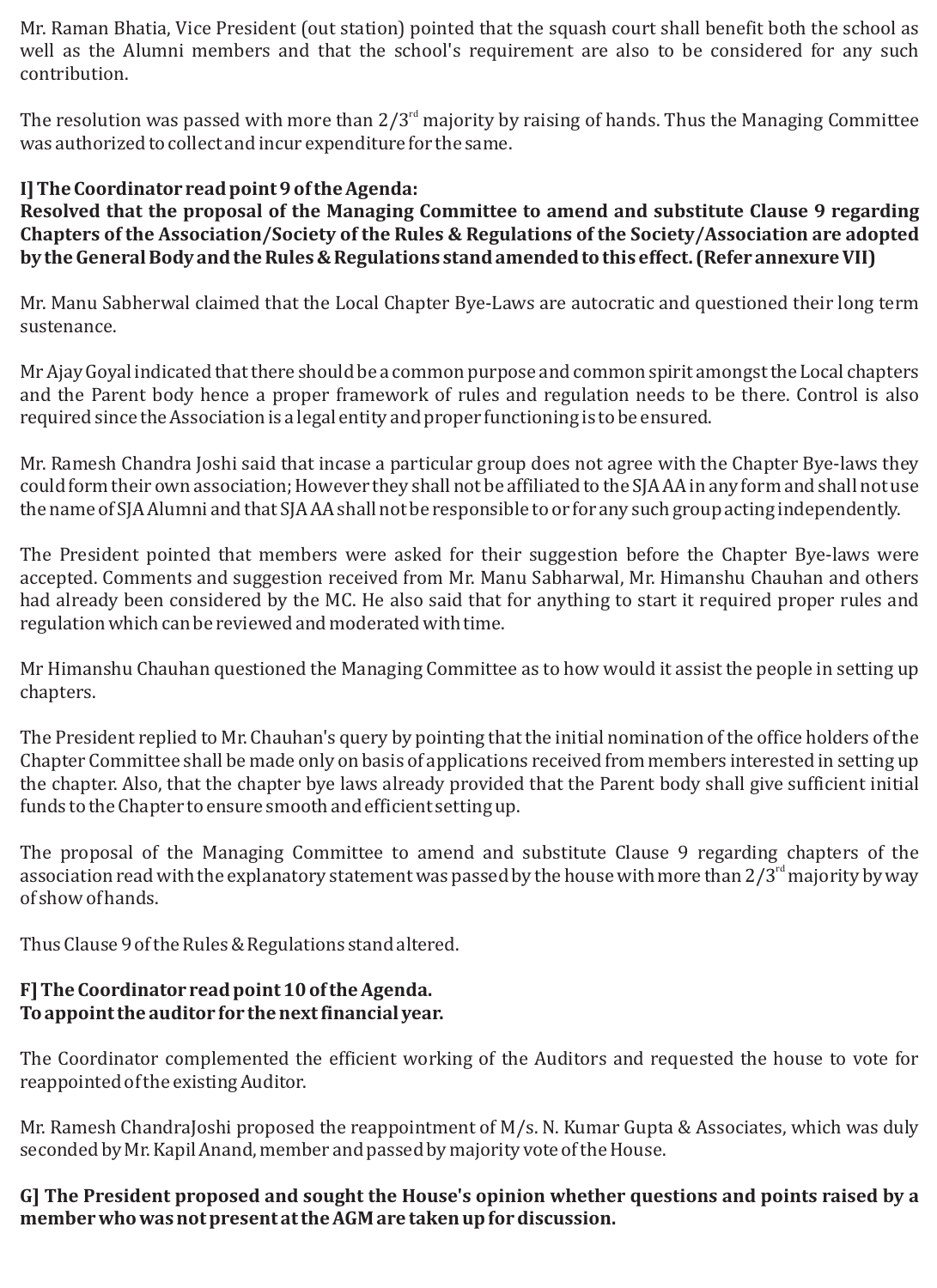Mr. Raman Bhatia, Vice President (out station) pointed that the squash court shall benefit both the school as well as the Alumni members and that the school's requirement are also to be considered for any such contribution.

The resolution was passed with more than 2/3[rd] majority by raising of hands. Thus the Managing Committee was authorized to collect and incur expenditure for the same.

**I] The Coordinator read point 9 of the Agenda:**
**Resolved that the proposal of the Managing Committee to amend and substitute Clause 9 regarding Chapters of the Association/Society of the Rules & Regulations of the Society/Association are adopted by the General Body and the Rules & Regulations stand amended to this effect. (Refer annexure VII)**

Mr. Manu Sabherwal claimed that the Local Chapter Bye-Laws are autocratic and questioned their long term sustenance.

Mr Ajay Goyal indicated that there should be a common purpose and common spirit amongst the Local chapters and the Parent body hence a proper framework of rules and regulation needs to be there. Control is also required since the Association is a legal entity and proper functioning is to be ensured.

Mr. Ramesh Chandra Joshi said that incase a particular group does not agree with the Chapter Bye-laws they could form their own association; However they shall not be affiliated to the SJA AA in any form and shall not use the name of SJA Alumni and that SJA AA shall not be responsible to or for any such group acting independently.

The President pointed that members were asked for their suggestion before the Chapter Bye-laws were accepted. Comments and suggestion received from Mr. Manu Sabharwal, Mr. Himanshu Chauhan and others had already been considered by the MC. He also said that for anything to start it required proper rules and regulation which can be reviewed and moderated with time.

Mr Himanshu Chauhan questioned the Managing Committee as to how would it assist the people in setting up chapters.

The President replied to Mr. Chauhan's query by pointing that the initial nomination of the office holders of the Chapter Committee shall be made only on basis of applications received from members interested in setting up the chapter. Also, that the chapter bye laws already provided that the Parent body shall give sufficient initial funds to the Chapter to ensure smooth and efficient setting up.

The proposal of the Managing Committee to amend and substitute Clause 9 regarding chapters of the association read with the explanatory statement was passed by the house with more than 2/3[rd] majority by way of show of hands.

Thus Clause 9 of the Rules & Regulations stand altered.

**F] The Coordinator read point 10 of the Agenda.**
**To appoint the auditor for the next financial year.**

The Coordinator complemented the efficient working of the Auditors and requested the house to vote for reappointed of the existing Auditor.

Mr. Ramesh ChandraJoshi proposed the reappointment of M/s. N. Kumar Gupta & Associates, which was duly seconded by Mr. Kapil Anand, member and passed by majority vote of the House.

**G] The President proposed and sought the House's opinion whether questions and points raised by a member who was not present at the AGM are taken up for discussion.**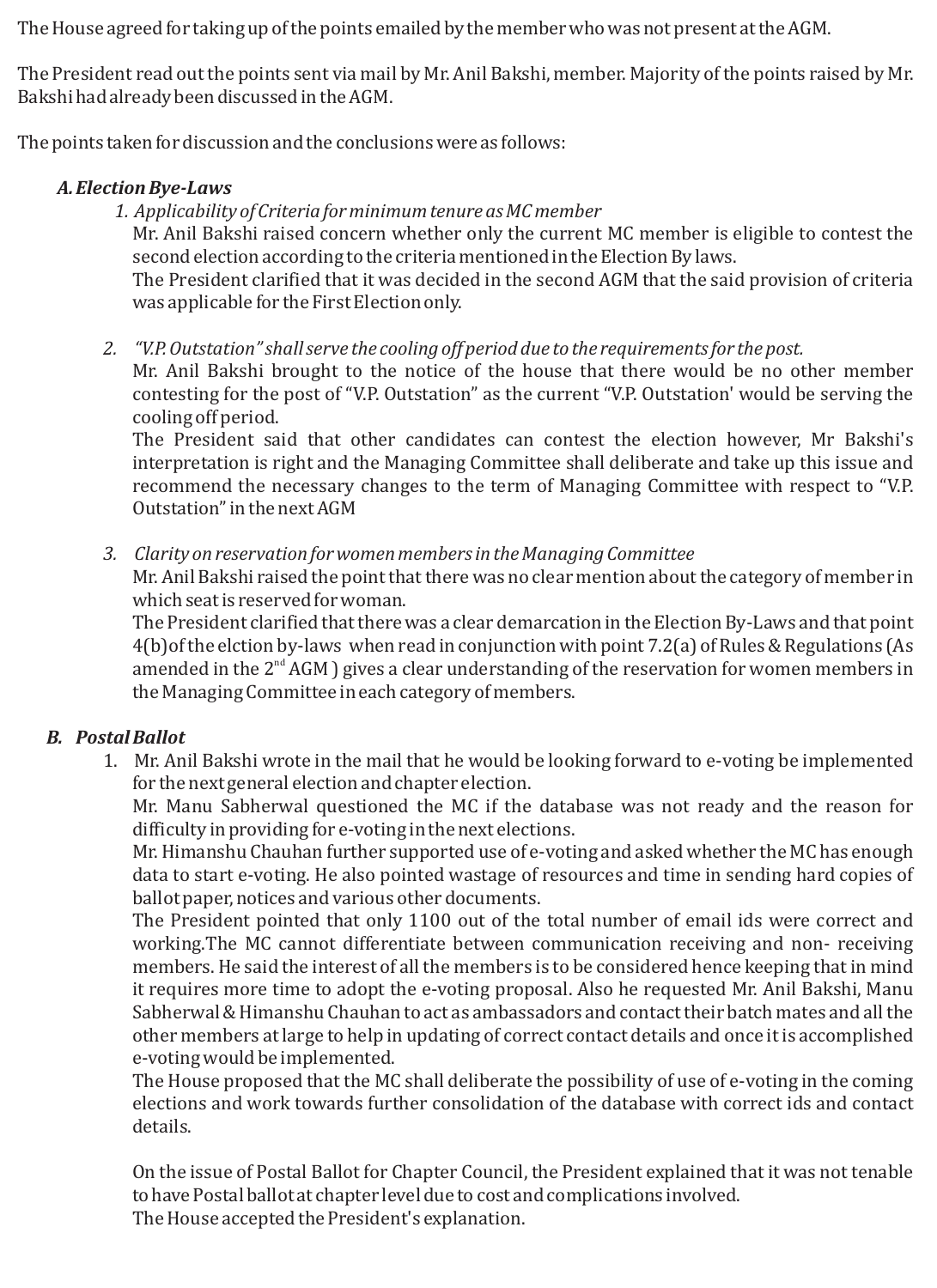The House agreed for taking up of the points emailed by the member who was not present at the AGM.

The President read out the points sent via mail by Mr. Anil Bakshi, member. Majority of the points raised by Mr. Bakshi had already been discussed in the AGM.

The points taken for discussion and the conclusions were as follows:

**A. *Election Bye-Laws***

1. *Applicability of Criteria for minimum tenure as MC member*

   Mr. Anil Bakshi raised concern whether only the current MC member is eligible to contest the second election according to the criteria mentioned in the Election By laws.

   The President clarified that it was decided in the second AGM that the said provision of criteria was applicable for the First Election only.

2. *"V.P. Outstation" shall serve the cooling off period due to the requirements for the post.*

   Mr. Anil Bakshi brought to the notice of the house that there would be no other member contesting for the post of "V.P. Outstation" as the current "V.P. Outstation' would be serving the cooling off period.

   The President said that other candidates can contest the election however, Mr Bakshi's interpretation is right and the Managing Committee shall deliberate and take up this issue and recommend the necessary changes to the term of Managing Committee with respect to "V.P. Outstation" in the next AGM

3. *Clarity on reservation for women members in the Managing Committee*

   Mr. Anil Bakshi raised the point that there was no clear mention about the category of member in which seat is reserved for woman.

   The President clarified that there was a clear demarcation in the Election By-Laws and that point 4(b)of the elction by-laws when read in conjunction with point 7.2(a) of Rules & Regulations (As amended in the 2nd AGM ) gives a clear understanding of the reservation for women members in the Managing Committee in each category of members.

**B. *Postal Ballot***

1. Mr. Anil Bakshi wrote in the mail that he would be looking forward to e-voting be implemented for the next general election and chapter election.

   Mr. Manu Sabherwal questioned the MC if the database was not ready and the reason for difficulty in providing for e-voting in the next elections.

   Mr. Himanshu Chauhan further supported use of e-voting and asked whether the MC has enough data to start e-voting. He also pointed wastage of resources and time in sending hard copies of ballot paper, notices and various other documents.

   The President pointed that only 1100 out of the total number of email ids were correct and working.The MC cannot differentiate between communication receiving and non- receiving members. He said the interest of all the members is to be considered hence keeping that in mind it requires more time to adopt the e-voting proposal. Also he requested Mr. Anil Bakshi, Manu Sabherwal & Himanshu Chauhan to act as ambassadors and contact their batch mates and all the other members at large to help in updating of correct contact details and once it is accomplished e-voting would be implemented.

   The House proposed that the MC shall deliberate the possibility of use of e-voting in the coming elections and work towards further consolidation of the database with correct ids and contact details.

   On the issue of Postal Ballot for Chapter Council, the President explained that it was not tenable to have Postal ballot at chapter level due to cost and complications involved.

   The House accepted the President's explanation.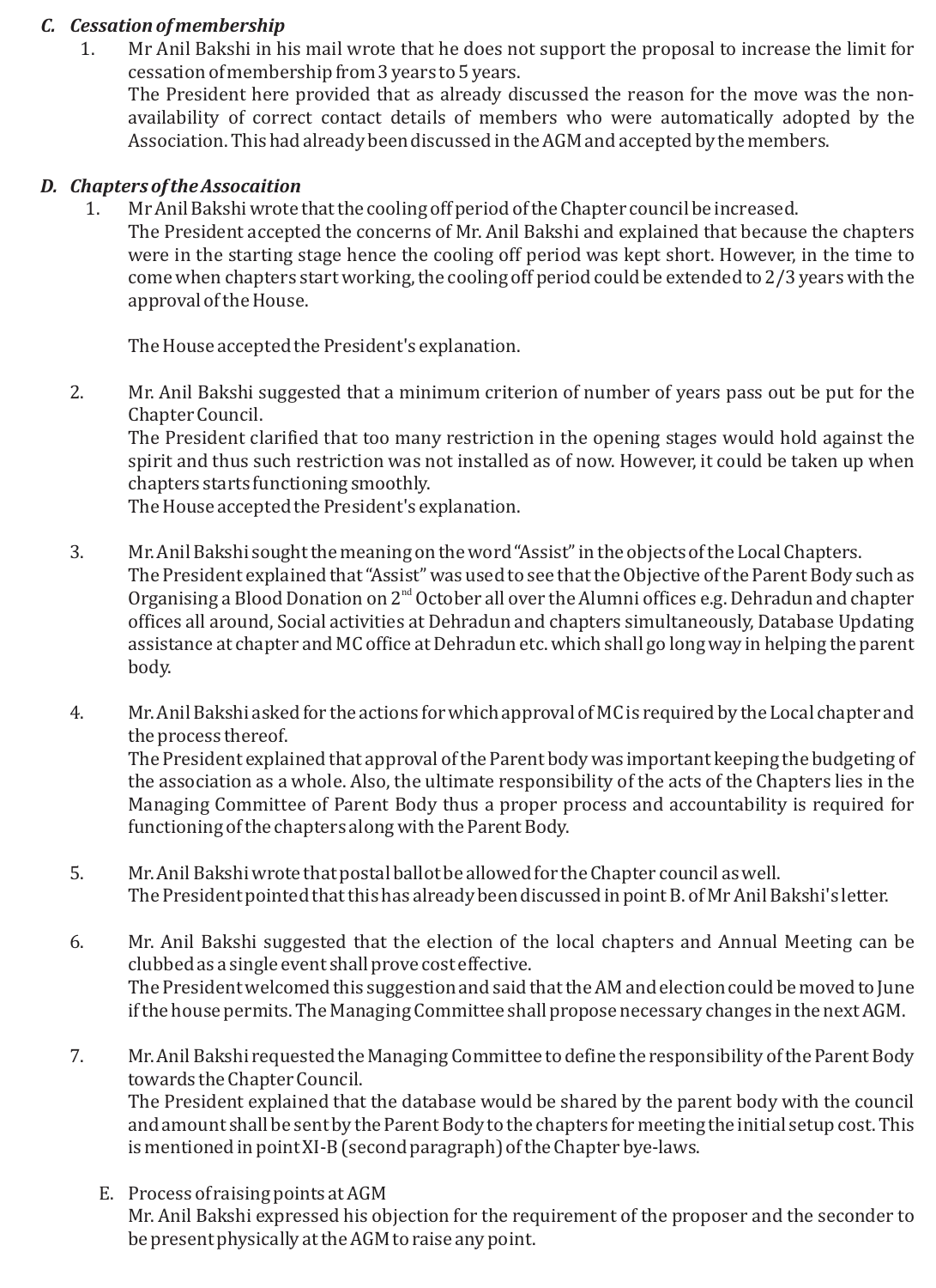### *C. Cessation of membership*

1. Mr Anil Bakshi in his mail wrote that he does not support the proposal to increase the limit for cessation of membership from 3 years to 5 years.
   The President here provided that as already discussed the reason for the move was the non-availability of correct contact details of members who were automatically adopted by the Association. This had already been discussed in the AGM and accepted by the members.

### *D. Chapters of the Assocaition*

1. Mr Anil Bakshi wrote that the cooling off period of the Chapter council be increased.
   The President accepted the concerns of Mr. Anil Bakshi and explained that because the chapters were in the starting stage hence the cooling off period was kept short. However, in the time to come when chapters start working, the cooling off period could be extended to 2/3 years with the approval of the House.

   The House accepted the President's explanation.

2. Mr. Anil Bakshi suggested that a minimum criterion of number of years pass out be put for the Chapter Council.
   The President clarified that too many restriction in the opening stages would hold against the spirit and thus such restriction was not installed as of now. However, it could be taken up when chapters starts functioning smoothly.
   The House accepted the President's explanation.

3. Mr. Anil Bakshi sought the meaning on the word "Assist" in the objects of the Local Chapters.
   The President explained that "Assist" was used to see that the Objective of the Parent Body such as Organising a Blood Donation on 2nd October all over the Alumni offices e.g. Dehradun and chapter offices all around, Social activities at Dehradun and chapters simultaneously, Database Updating assistance at chapter and MC office at Dehradun etc. which shall go long way in helping the parent body.

4. Mr. Anil Bakshi asked for the actions for which approval of MC is required by the Local chapter and the process thereof.
   The President explained that approval of the Parent body was important keeping the budgeting of the association as a whole. Also, the ultimate responsibility of the acts of the Chapters lies in the Managing Committee of Parent Body thus a proper process and accountability is required for functioning of the chapters along with the Parent Body.

5. Mr. Anil Bakshi wrote that postal ballot be allowed for the Chapter council as well.
   The President pointed that this has already been discussed in point B. of Mr Anil Bakshi's letter.

6. Mr. Anil Bakshi suggested that the election of the local chapters and Annual Meeting can be clubbed as a single event shall prove cost effective.
   The President welcomed this suggestion and said that the AM and election could be moved to June if the house permits. The Managing Committee shall propose necessary changes in the next AGM.

7. Mr. Anil Bakshi requested the Managing Committee to define the responsibility of the Parent Body towards the Chapter Council.
   The President explained that the database would be shared by the parent body with the council and amount shall be sent by the Parent Body to the chapters for meeting the initial setup cost. This is mentioned in point XI-B (second paragraph) of the Chapter bye-laws.

E. Process of raising points at AGM
   Mr. Anil Bakshi expressed his objection for the requirement of the proposer and the seconder to be present physically at the AGM to raise any point.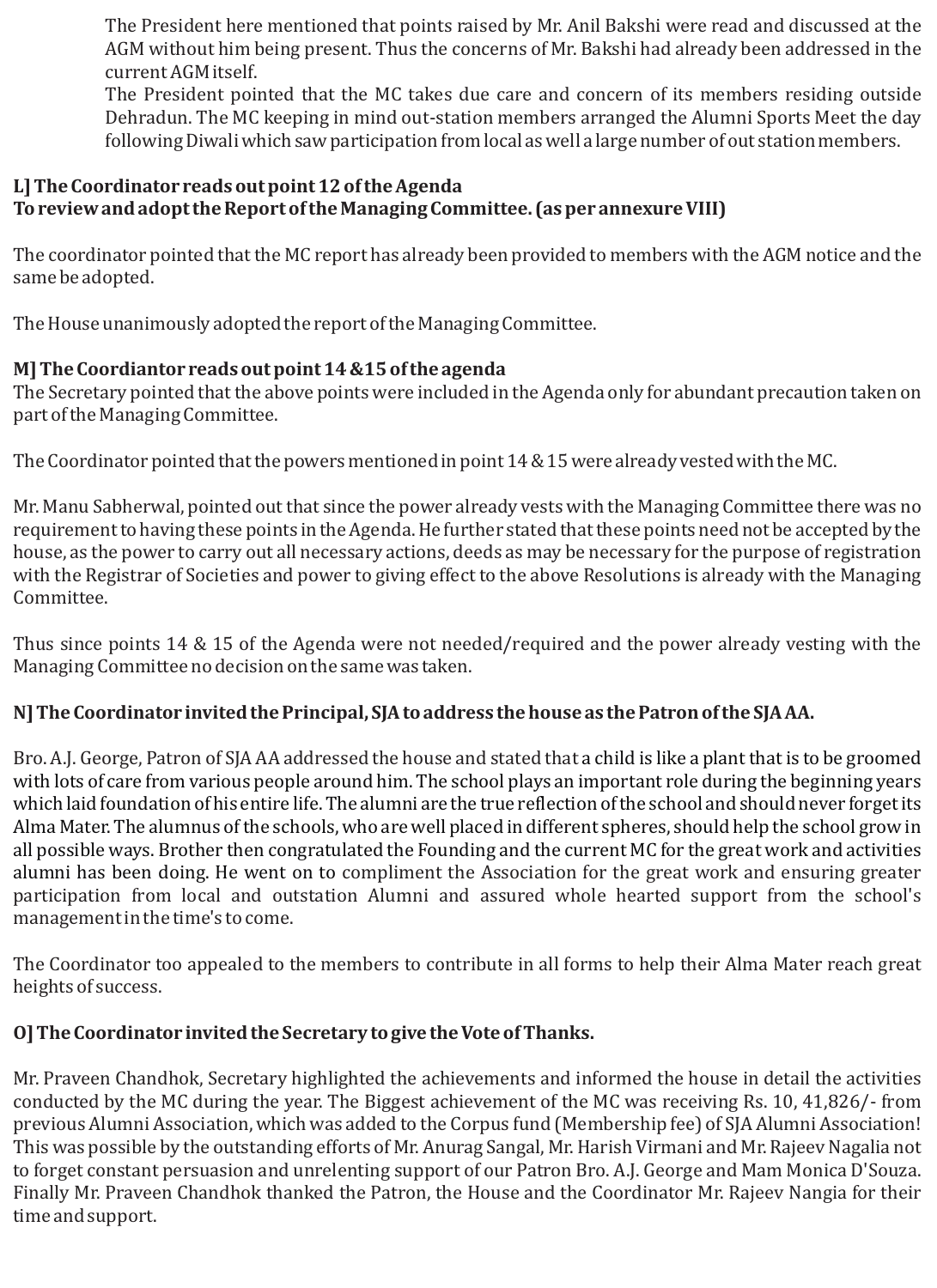The President here mentioned that points raised by Mr. Anil Bakshi were read and discussed at the AGM without him being present. Thus the concerns of Mr. Bakshi had already been addressed in the current AGM itself.

The President pointed that the MC takes due care and concern of its members residing outside Dehradun. The MC keeping in mind out-station members arranged the Alumni Sports Meet the day following Diwali which saw participation from local as well a large number of out station members.

**L] The Coordinator reads out point 12 of the Agenda**
**To review and adopt the Report of the Managing Committee. (as per annexure VIII)**

The coordinator pointed that the MC report has already been provided to members with the AGM notice and the same be adopted.

The House unanimously adopted the report of the Managing Committee.

**M] The Coordiantor reads out point 14 &15 of the agenda**

The Secretary pointed that the above points were included in the Agenda only for abundant precaution taken on part of the Managing Committee.

The Coordinator pointed that the powers mentioned in point 14 & 15 were already vested with the MC.

Mr. Manu Sabherwal, pointed out that since the power already vests with the Managing Committee there was no requirement to having these points in the Agenda. He further stated that these points need not be accepted by the house, as the power to carry out all necessary actions, deeds as may be necessary for the purpose of registration with the Registrar of Societies and power to giving effect to the above Resolutions is already with the Managing Committee.

Thus since points 14 & 15 of the Agenda were not needed/required and the power already vesting with the Managing Committee no decision on the same was taken.

**N] The Coordinator invited the Principal, SJA to address the house as the Patron of the SJA AA.**

Bro. A.J. George, Patron of SJA AA addressed the house and stated that a child is like a plant that is to be groomed with lots of care from various people around him. The school plays an important role during the beginning years which laid foundation of his entire life. The alumni are the true reflection of the school and should never forget its Alma Mater. The alumnus of the schools, who are well placed in different spheres, should help the school grow in all possible ways. Brother then congratulated the Founding and the current MC for the great work and activities alumni has been doing. He went on to compliment the Association for the great work and ensuring greater participation from local and outstation Alumni and assured whole hearted support from the school's management in the time's to come.

The Coordinator too appealed to the members to contribute in all forms to help their Alma Mater reach great heights of success.

**O] The Coordinator invited the Secretary to give the Vote of Thanks.**

Mr. Praveen Chandhok, Secretary highlighted the achievements and informed the house in detail the activities conducted by the MC during the year. The Biggest achievement of the MC was receiving Rs. 10, 41,826/- from previous Alumni Association, which was added to the Corpus fund (Membership fee) of SJA Alumni Association! This was possible by the outstanding efforts of Mr. Anurag Sangal, Mr. Harish Virmani and Mr. Rajeev Nagalia not to forget constant persuasion and unrelenting support of our Patron Bro. A.J. George and Mam Monica D'Souza. Finally Mr. Praveen Chandhok thanked the Patron, the House and the Coordinator Mr. Rajeev Nangia for their time and support.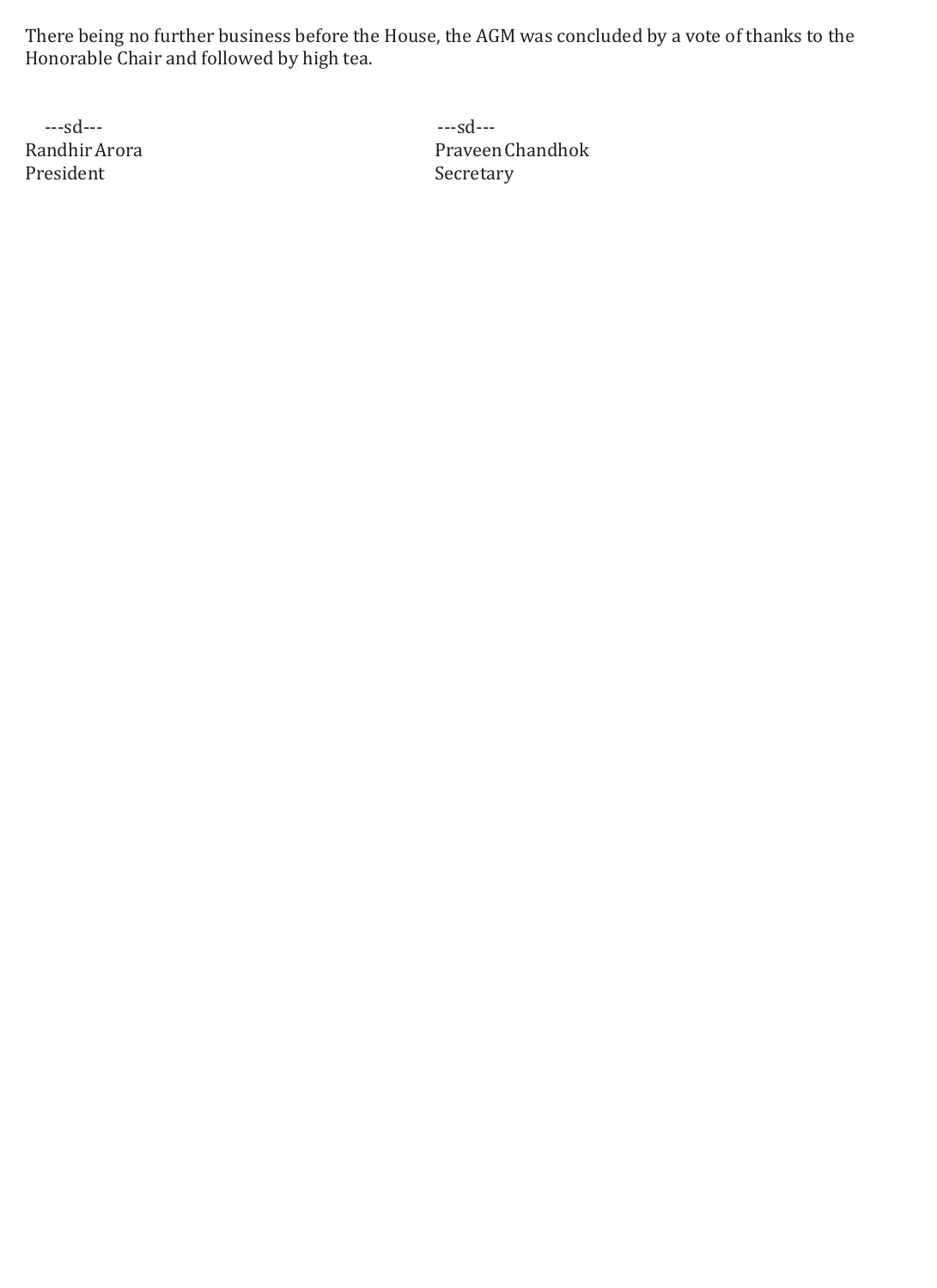There being no further business before the House, the AGM was concluded by a vote of thanks to the Honorable Chair and followed by high tea.

---sd---
Randhir Arora
President

---sd---
Praveen Chandhok
Secretary